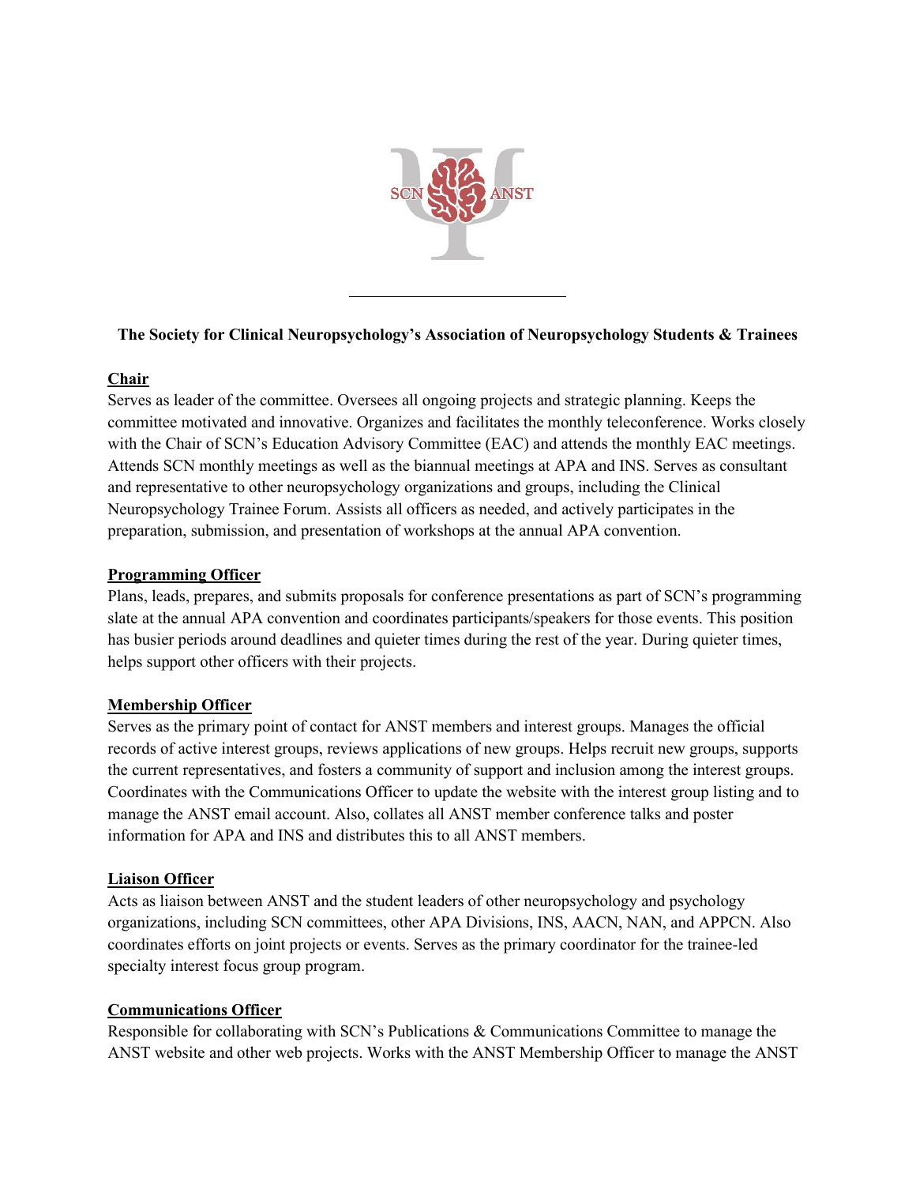**The Society for Clinical Neuropsychology's Association of Neuropsychology Students & Trainees**

## Chair

Serves as leader of the committee. Oversees all ongoing projects and strategic planning. Keeps the committee motivated and innovative. Organizes and facilitates the monthly teleconference. Works closely with the Chair of SCN's Education Advisory Committee (EAC) and attends the monthly EAC meetings. Attends SCN monthly meetings as well as the biannual meetings at APA and INS. Serves as consultant and representative to other neuropsychology organizations and groups, including the Clinical Neuropsychology Trainee Forum. Assists all officers as needed, and actively participates in the preparation, submission, and presentation of workshops at the annual APA convention.

## Programming Officer

Plans, leads, prepares, and submits proposals for conference presentations as part of SCN's programming slate at the annual APA convention and coordinates participants/speakers for those events. This position has busier periods around deadlines and quieter times during the rest of the year. During quieter times, helps support other officers with their projects.

## Membership Officer

Serves as the primary point of contact for ANST members and interest groups. Manages the official records of active interest groups, reviews applications of new groups. Helps recruit new groups, supports the current representatives, and fosters a community of support and inclusion among the interest groups. Coordinates with the Communications Officer to update the website with the interest group listing and to manage the ANST email account. Also, collates all ANST member conference talks and poster information for APA and INS and distributes this to all ANST members.

## Liaison Officer

Acts as liaison between ANST and the student leaders of other neuropsychology and psychology organizations, including SCN committees, other APA Divisions, INS, AACN, NAN, and APPCN. Also coordinates efforts on joint projects or events. Serves as the primary coordinator for the trainee-led specialty interest focus group program.

## Communications Officer

Responsible for collaborating with SCN's Publications & Communications Committee to manage the ANST website and other web projects. Works with the ANST Membership Officer to manage the ANST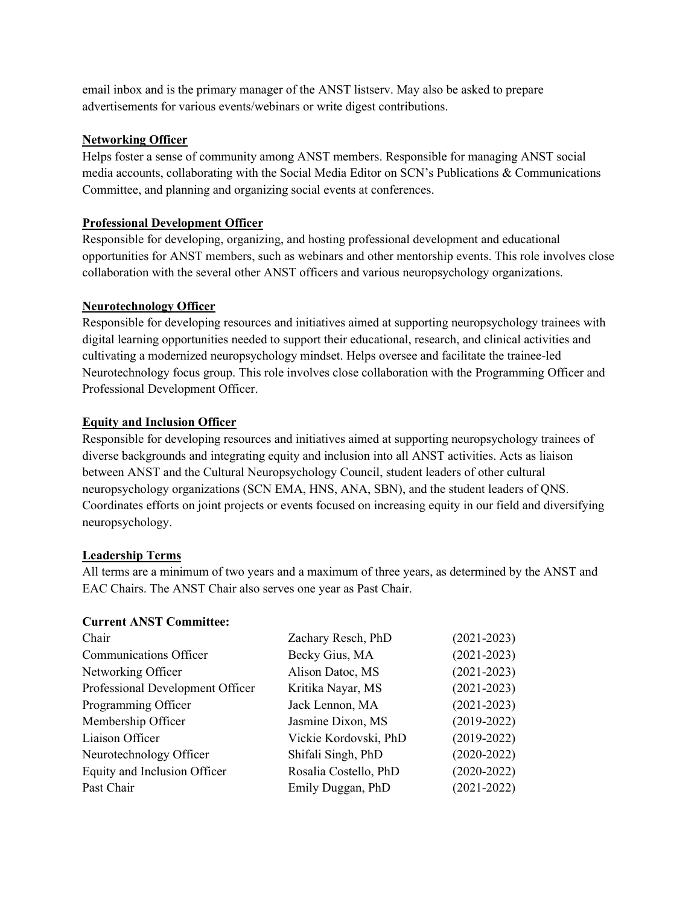email inbox and is the primary manager of the ANST listserv. May also be asked to prepare advertisements for various events/webinars or write digest contributions.

### Networking Officer

Helps foster a sense of community among ANST members. Responsible for managing ANST social media accounts, collaborating with the Social Media Editor on SCN's Publications & Communications Committee, and planning and organizing social events at conferences.

### Professional Development Officer

Responsible for developing, organizing, and hosting professional development and educational opportunities for ANST members, such as webinars and other mentorship events. This role involves close collaboration with the several other ANST officers and various neuropsychology organizations.

### Neurotechnology Officer

Responsible for developing resources and initiatives aimed at supporting neuropsychology trainees with digital learning opportunities needed to support their educational, research, and clinical activities and cultivating a modernized neuropsychology mindset. Helps oversee and facilitate the trainee-led Neurotechnology focus group. This role involves close collaboration with the Programming Officer and Professional Development Officer.

### Equity and Inclusion Officer

Responsible for developing resources and initiatives aimed at supporting neuropsychology trainees of diverse backgrounds and integrating equity and inclusion into all ANST activities. Acts as liaison between ANST and the Cultural Neuropsychology Council, student leaders of other cultural neuropsychology organizations (SCN EMA, HNS, ANA, SBN), and the student leaders of QNS. Coordinates efforts on joint projects or events focused on increasing equity in our field and diversifying neuropsychology.

### Leadership Terms

All terms are a minimum of two years and a maximum of three years, as determined by the ANST and EAC Chairs. The ANST Chair also serves one year as Past Chair.

**Current ANST Committee:**

| | | |
|---|---|---|
| Chair | Zachary Resch, PhD | (2021-2023) |
| Communications Officer | Becky Gius, MA | (2021-2023) |
| Networking Officer | Alison Datoc, MS | (2021-2023) |
| Professional Development Officer | Kritika Nayar, MS | (2021-2023) |
| Programming Officer | Jack Lennon, MA | (2021-2023) |
| Membership Officer | Jasmine Dixon, MS | (2019-2022) |
| Liaison Officer | Vickie Kordovski, PhD | (2019-2022) |
| Neurotechnology Officer | Shifali Singh, PhD | (2020-2022) |
| Equity and Inclusion Officer | Rosalia Costello, PhD | (2020-2022) |
| Past Chair | Emily Duggan, PhD | (2021-2022) |